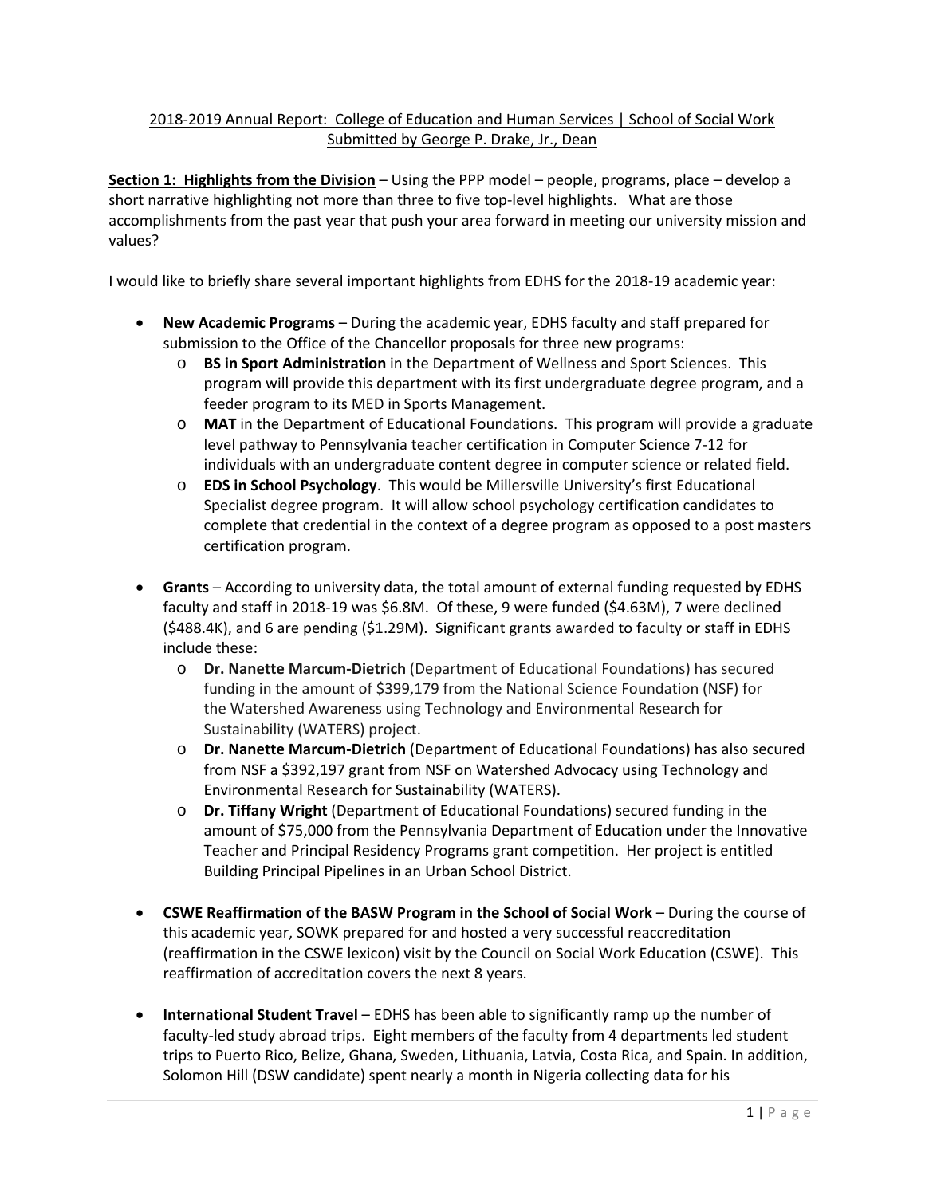2018-2019 Annual Report: College of Education and Human Services | School of Social Work
Submitted by George P. Drake, Jr., Dean

**Section 1: Highlights from the Division** – Using the PPP model – people, programs, place – develop a short narrative highlighting not more than three to five top-level highlights. What are those accomplishments from the past year that push your area forward in meeting our university mission and values?

I would like to briefly share several important highlights from EDHS for the 2018-19 academic year:

- **New Academic Programs** – During the academic year, EDHS faculty and staff prepared for submission to the Office of the Chancellor proposals for three new programs:
  - **BS in Sport Administration** in the Department of Wellness and Sport Sciences. This program will provide this department with its first undergraduate degree program, and a feeder program to its MED in Sports Management.
  - **MAT** in the Department of Educational Foundations. This program will provide a graduate level pathway to Pennsylvania teacher certification in Computer Science 7-12 for individuals with an undergraduate content degree in computer science or related field.
  - **EDS in School Psychology**. This would be Millersville University's first Educational Specialist degree program. It will allow school psychology certification candidates to complete that credential in the context of a degree program as opposed to a post masters certification program.

- **Grants** – According to university data, the total amount of external funding requested by EDHS faculty and staff in 2018-19 was $6.8M. Of these, 9 were funded ($4.63M), 7 were declined ($488.4K), and 6 are pending ($1.29M). Significant grants awarded to faculty or staff in EDHS include these:
  - **Dr. Nanette Marcum-Dietrich** (Department of Educational Foundations) has secured funding in the amount of $399,179 from the National Science Foundation (NSF) for the Watershed Awareness using Technology and Environmental Research for Sustainability (WATERS) project.
  - **Dr. Nanette Marcum-Dietrich** (Department of Educational Foundations) has also secured from NSF a $392,197 grant from NSF on Watershed Advocacy using Technology and Environmental Research for Sustainability (WATERS).
  - **Dr. Tiffany Wright** (Department of Educational Foundations) secured funding in the amount of $75,000 from the Pennsylvania Department of Education under the Innovative Teacher and Principal Residency Programs grant competition. Her project is entitled Building Principal Pipelines in an Urban School District.

- **CSWE Reaffirmation of the BASW Program in the School of Social Work** – During the course of this academic year, SOWK prepared for and hosted a very successful reaccreditation (reaffirmation in the CSWE lexicon) visit by the Council on Social Work Education (CSWE). This reaffirmation of accreditation covers the next 8 years.

- **International Student Travel** – EDHS has been able to significantly ramp up the number of faculty-led study abroad trips. Eight members of the faculty from 4 departments led student trips to Puerto Rico, Belize, Ghana, Sweden, Lithuania, Latvia, Costa Rica, and Spain. In addition, Solomon Hill (DSW candidate) spent nearly a month in Nigeria collecting data for his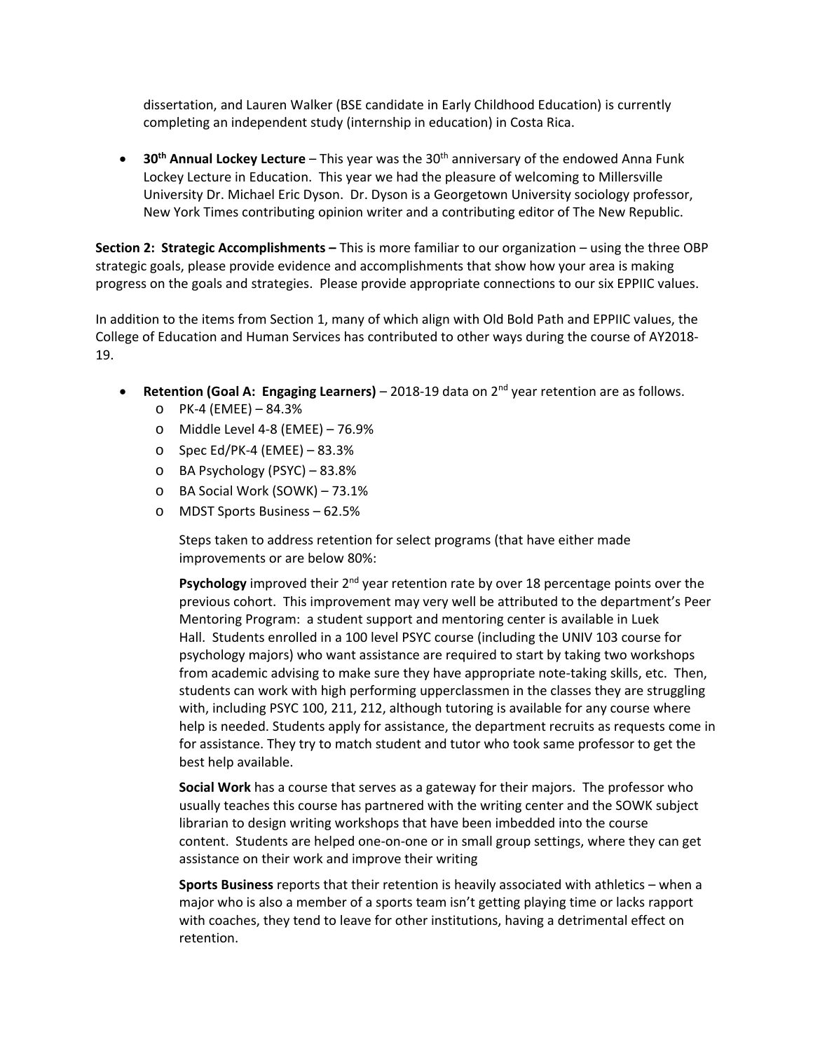dissertation, and Lauren Walker (BSE candidate in Early Childhood Education) is currently completing an independent study (internship in education) in Costa Rica.

- **30th Annual Lockey Lecture** – This year was the 30th anniversary of the endowed Anna Funk Lockey Lecture in Education. This year we had the pleasure of welcoming to Millersville University Dr. Michael Eric Dyson. Dr. Dyson is a Georgetown University sociology professor, New York Times contributing opinion writer and a contributing editor of The New Republic.

**Section 2: Strategic Accomplishments –** This is more familiar to our organization – using the three OBP strategic goals, please provide evidence and accomplishments that show how your area is making progress on the goals and strategies. Please provide appropriate connections to our six EPPIIC values.

In addition to the items from Section 1, many of which align with Old Bold Path and EPPIIC values, the College of Education and Human Services has contributed to other ways during the course of AY2018-19.

- **Retention (Goal A: Engaging Learners)** – 2018-19 data on 2nd year retention are as follows.
  - PK-4 (EMEE) – 84.3%
  - Middle Level 4-8 (EMEE) – 76.9%
  - Spec Ed/PK-4 (EMEE) – 83.3%
  - BA Psychology (PSYC) – 83.8%
  - BA Social Work (SOWK) – 73.1%
  - MDST Sports Business – 62.5%

  Steps taken to address retention for select programs (that have either made improvements or are below 80%:

  **Psychology** improved their 2nd year retention rate by over 18 percentage points over the previous cohort. This improvement may very well be attributed to the department's Peer Mentoring Program: a student support and mentoring center is available in Luek Hall. Students enrolled in a 100 level PSYC course (including the UNIV 103 course for psychology majors) who want assistance are required to start by taking two workshops from academic advising to make sure they have appropriate note-taking skills, etc. Then, students can work with high performing upperclassmen in the classes they are struggling with, including PSYC 100, 211, 212, although tutoring is available for any course where help is needed. Students apply for assistance, the department recruits as requests come in for assistance. They try to match student and tutor who took same professor to get the best help available.

  **Social Work** has a course that serves as a gateway for their majors. The professor who usually teaches this course has partnered with the writing center and the SOWK subject librarian to design writing workshops that have been imbedded into the course content. Students are helped one-on-one or in small group settings, where they can get assistance on their work and improve their writing

  **Sports Business** reports that their retention is heavily associated with athletics – when a major who is also a member of a sports team isn't getting playing time or lacks rapport with coaches, they tend to leave for other institutions, having a detrimental effect on retention.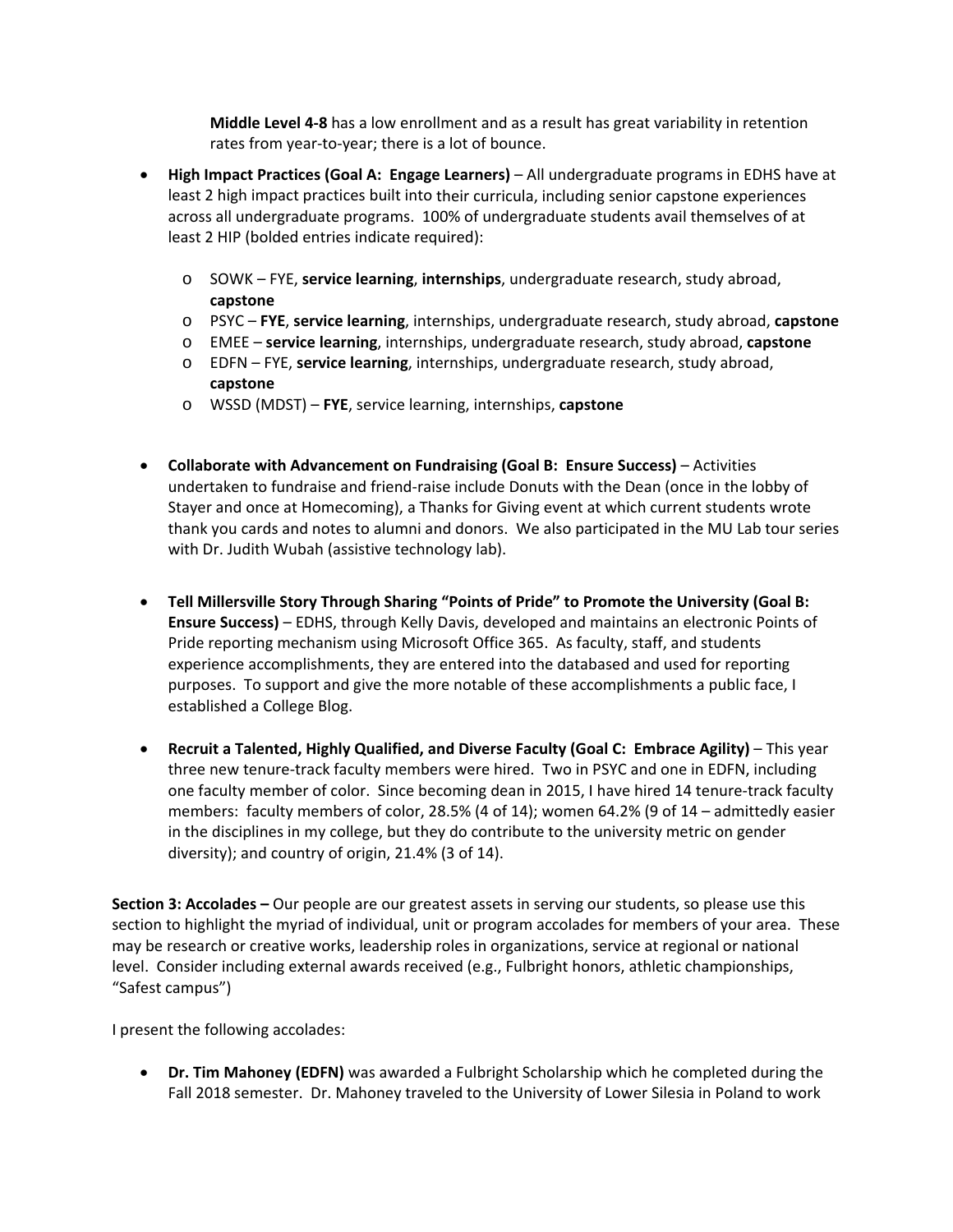**Middle Level 4-8** has a low enrollment and as a result has great variability in retention rates from year-to-year; there is a lot of bounce.

- **High Impact Practices (Goal A: Engage Learners)** – All undergraduate programs in EDHS have at least 2 high impact practices built into their curricula, including senior capstone experiences across all undergraduate programs. 100% of undergraduate students avail themselves of at least 2 HIP (bolded entries indicate required):

  - SOWK – FYE, **service learning**, **internships**, undergraduate research, study abroad, **capstone**
  - PSYC – **FYE**, **service learning**, internships, undergraduate research, study abroad, **capstone**
  - EMEE – **service learning**, internships, undergraduate research, study abroad, **capstone**
  - EDFN – FYE, **service learning**, internships, undergraduate research, study abroad, **capstone**
  - WSSD (MDST) – **FYE**, service learning, internships, **capstone**

- **Collaborate with Advancement on Fundraising (Goal B: Ensure Success)** – Activities undertaken to fundraise and friend-raise include Donuts with the Dean (once in the lobby of Stayer and once at Homecoming), a Thanks for Giving event at which current students wrote thank you cards and notes to alumni and donors. We also participated in the MU Lab tour series with Dr. Judith Wubah (assistive technology lab).

- **Tell Millersville Story Through Sharing "Points of Pride" to Promote the University (Goal B: Ensure Success)** – EDHS, through Kelly Davis, developed and maintains an electronic Points of Pride reporting mechanism using Microsoft Office 365. As faculty, staff, and students experience accomplishments, they are entered into the databased and used for reporting purposes. To support and give the more notable of these accomplishments a public face, I established a College Blog.

- **Recruit a Talented, Highly Qualified, and Diverse Faculty (Goal C: Embrace Agility)** – This year three new tenure-track faculty members were hired. Two in PSYC and one in EDFN, including one faculty member of color. Since becoming dean in 2015, I have hired 14 tenure-track faculty members: faculty members of color, 28.5% (4 of 14); women 64.2% (9 of 14 – admittedly easier in the disciplines in my college, but they do contribute to the university metric on gender diversity); and country of origin, 21.4% (3 of 14).

**Section 3: Accolades –** Our people are our greatest assets in serving our students, so please use this section to highlight the myriad of individual, unit or program accolades for members of your area. These may be research or creative works, leadership roles in organizations, service at regional or national level. Consider including external awards received (e.g., Fulbright honors, athletic championships, "Safest campus")

I present the following accolades:

- **Dr. Tim Mahoney (EDFN)** was awarded a Fulbright Scholarship which he completed during the Fall 2018 semester. Dr. Mahoney traveled to the University of Lower Silesia in Poland to work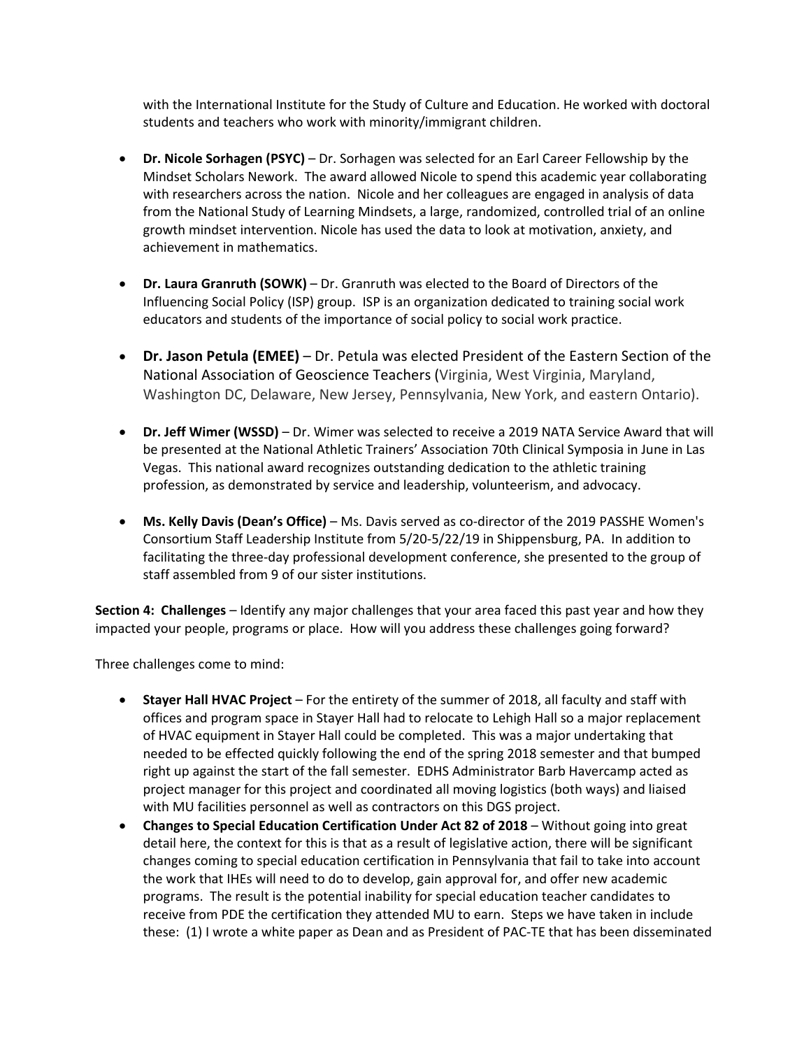with the International Institute for the Study of Culture and Education. He worked with doctoral students and teachers who work with minority/immigrant children.

- **Dr. Nicole Sorhagen (PSYC)** – Dr. Sorhagen was selected for an Earl Career Fellowship by the Mindset Scholars Nework. The award allowed Nicole to spend this academic year collaborating with researchers across the nation. Nicole and her colleagues are engaged in analysis of data from the National Study of Learning Mindsets, a large, randomized, controlled trial of an online growth mindset intervention. Nicole has used the data to look at motivation, anxiety, and achievement in mathematics.

- **Dr. Laura Granruth (SOWK)** – Dr. Granruth was elected to the Board of Directors of the Influencing Social Policy (ISP) group. ISP is an organization dedicated to training social work educators and students of the importance of social policy to social work practice.

- **Dr. Jason Petula (EMEE)** – Dr. Petula was elected President of the Eastern Section of the National Association of Geoscience Teachers (Virginia, West Virginia, Maryland, Washington DC, Delaware, New Jersey, Pennsylvania, New York, and eastern Ontario).

- **Dr. Jeff Wimer (WSSD)** – Dr. Wimer was selected to receive a 2019 NATA Service Award that will be presented at the National Athletic Trainers' Association 70th Clinical Symposia in June in Las Vegas. This national award recognizes outstanding dedication to the athletic training profession, as demonstrated by service and leadership, volunteerism, and advocacy.

- **Ms. Kelly Davis (Dean's Office)** – Ms. Davis served as co-director of the 2019 PASSHE Women's Consortium Staff Leadership Institute from 5/20-5/22/19 in Shippensburg, PA. In addition to facilitating the three-day professional development conference, she presented to the group of staff assembled from 9 of our sister institutions.

**Section 4: Challenges** – Identify any major challenges that your area faced this past year and how they impacted your people, programs or place. How will you address these challenges going forward?

Three challenges come to mind:

- **Stayer Hall HVAC Project** – For the entirety of the summer of 2018, all faculty and staff with offices and program space in Stayer Hall had to relocate to Lehigh Hall so a major replacement of HVAC equipment in Stayer Hall could be completed. This was a major undertaking that needed to be effected quickly following the end of the spring 2018 semester and that bumped right up against the start of the fall semester. EDHS Administrator Barb Havercamp acted as project manager for this project and coordinated all moving logistics (both ways) and liaised with MU facilities personnel as well as contractors on this DGS project.
- **Changes to Special Education Certification Under Act 82 of 2018** – Without going into great detail here, the context for this is that as a result of legislative action, there will be significant changes coming to special education certification in Pennsylvania that fail to take into account the work that IHEs will need to do to develop, gain approval for, and offer new academic programs. The result is the potential inability for special education teacher candidates to receive from PDE the certification they attended MU to earn. Steps we have taken in include these: (1) I wrote a white paper as Dean and as President of PAC-TE that has been disseminated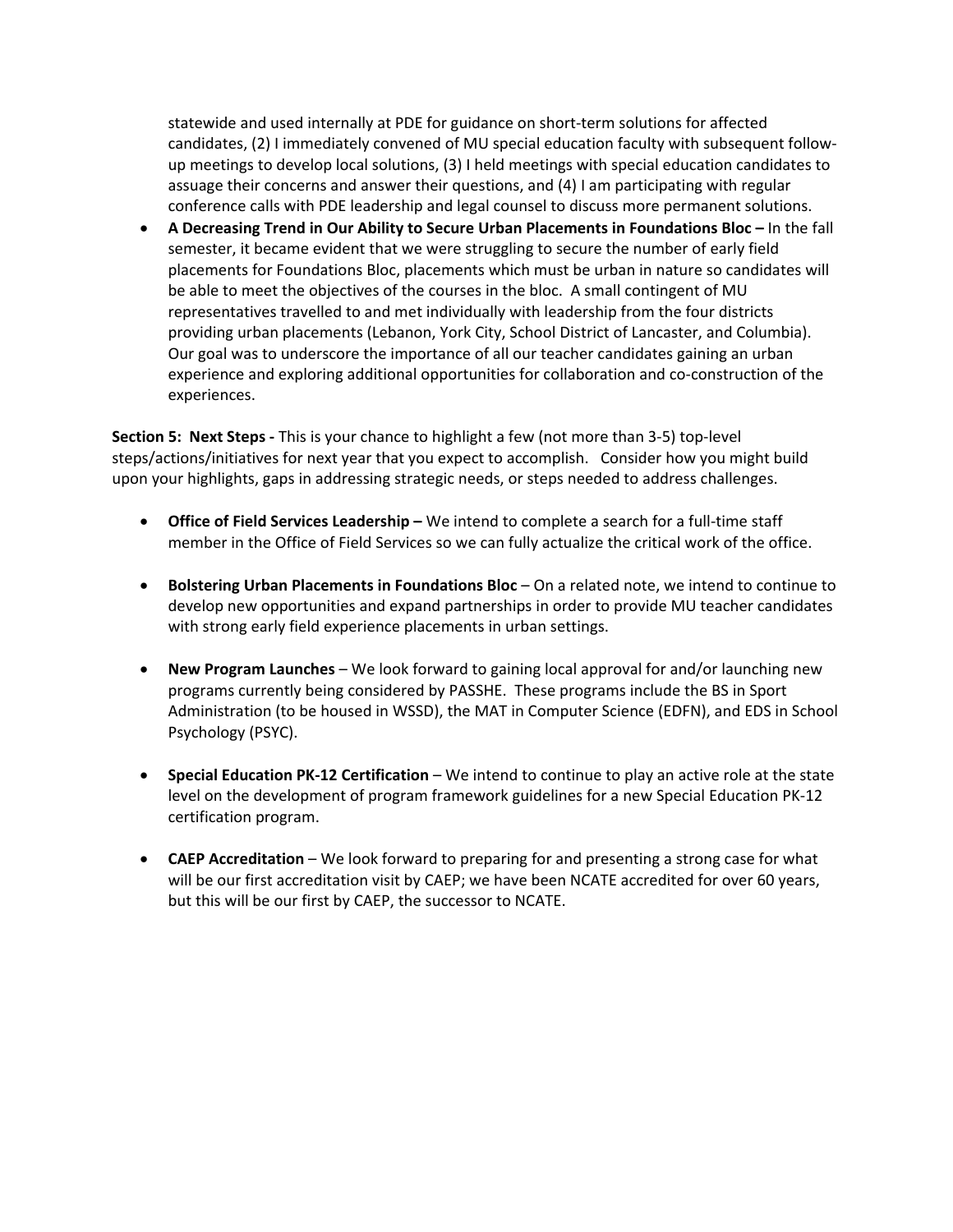statewide and used internally at PDE for guidance on short-term solutions for affected candidates, (2) I immediately convened of MU special education faculty with subsequent follow-up meetings to develop local solutions, (3) I held meetings with special education candidates to assuage their concerns and answer their questions, and (4) I am participating with regular conference calls with PDE leadership and legal counsel to discuss more permanent solutions.

- **A Decreasing Trend in Our Ability to Secure Urban Placements in Foundations Bloc –** In the fall semester, it became evident that we were struggling to secure the number of early field placements for Foundations Bloc, placements which must be urban in nature so candidates will be able to meet the objectives of the courses in the bloc. A small contingent of MU representatives travelled to and met individually with leadership from the four districts providing urban placements (Lebanon, York City, School District of Lancaster, and Columbia). Our goal was to underscore the importance of all our teacher candidates gaining an urban experience and exploring additional opportunities for collaboration and co-construction of the experiences.

**Section 5: Next Steps -** This is your chance to highlight a few (not more than 3-5) top-level steps/actions/initiatives for next year that you expect to accomplish. Consider how you might build upon your highlights, gaps in addressing strategic needs, or steps needed to address challenges.

- **Office of Field Services Leadership –** We intend to complete a search for a full-time staff member in the Office of Field Services so we can fully actualize the critical work of the office.

- **Bolstering Urban Placements in Foundations Bloc** – On a related note, we intend to continue to develop new opportunities and expand partnerships in order to provide MU teacher candidates with strong early field experience placements in urban settings.

- **New Program Launches** – We look forward to gaining local approval for and/or launching new programs currently being considered by PASSHE. These programs include the BS in Sport Administration (to be housed in WSSD), the MAT in Computer Science (EDFN), and EDS in School Psychology (PSYC).

- **Special Education PK-12 Certification** – We intend to continue to play an active role at the state level on the development of program framework guidelines for a new Special Education PK-12 certification program.

- **CAEP Accreditation** – We look forward to preparing for and presenting a strong case for what will be our first accreditation visit by CAEP; we have been NCATE accredited for over 60 years, but this will be our first by CAEP, the successor to NCATE.